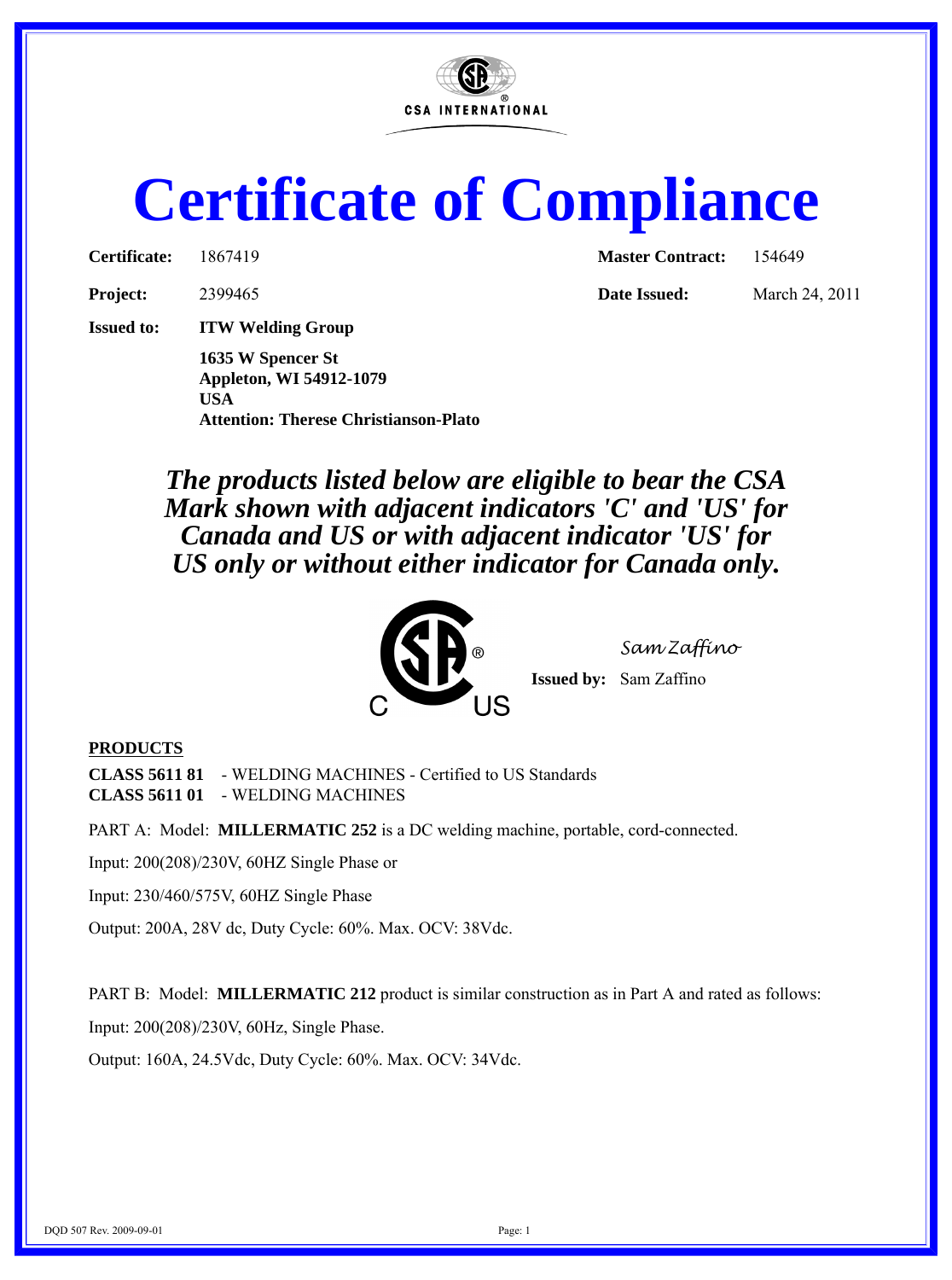CSA INTERNATIONAL

# Certificate of Compliance

**Certificate:** 1867419 **Master Contract:** 154649

**Project:** 2399465 **Date Issued:** March 24, 2011

**Issued to:** **ITW Welding Group**

**1635 W Spencer St**
**Appleton, WI 54912-1079**
**USA**
**Attention: Therese Christianson-Plato**

***The products listed below are eligible to bear the CSA Mark shown with adjacent indicators 'C' and 'US' for Canada and US or with adjacent indicator 'US' for US only or without either indicator for Canada only.***

C US

*Sam Zaffino*

**Issued by:** Sam Zaffino

**PRODUCTS**

**CLASS 5611 81** - WELDING MACHINES - Certified to US Standards
**CLASS 5611 01** - WELDING MACHINES

PART A: Model: **MILLERMATIC 252** is a DC welding machine, portable, cord-connected.

Input: 200(208)/230V, 60HZ Single Phase or

Input: 230/460/575V, 60HZ Single Phase

Output: 200A, 28V dc, Duty Cycle: 60%. Max. OCV: 38Vdc.

PART B: Model: **MILLERMATIC 212** product is similar construction as in Part A and rated as follows:

Input: 200(208)/230V, 60Hz, Single Phase.

Output: 160A, 24.5Vdc, Duty Cycle: 60%. Max. OCV: 34Vdc.

DQD 507 Rev. 2009-09-01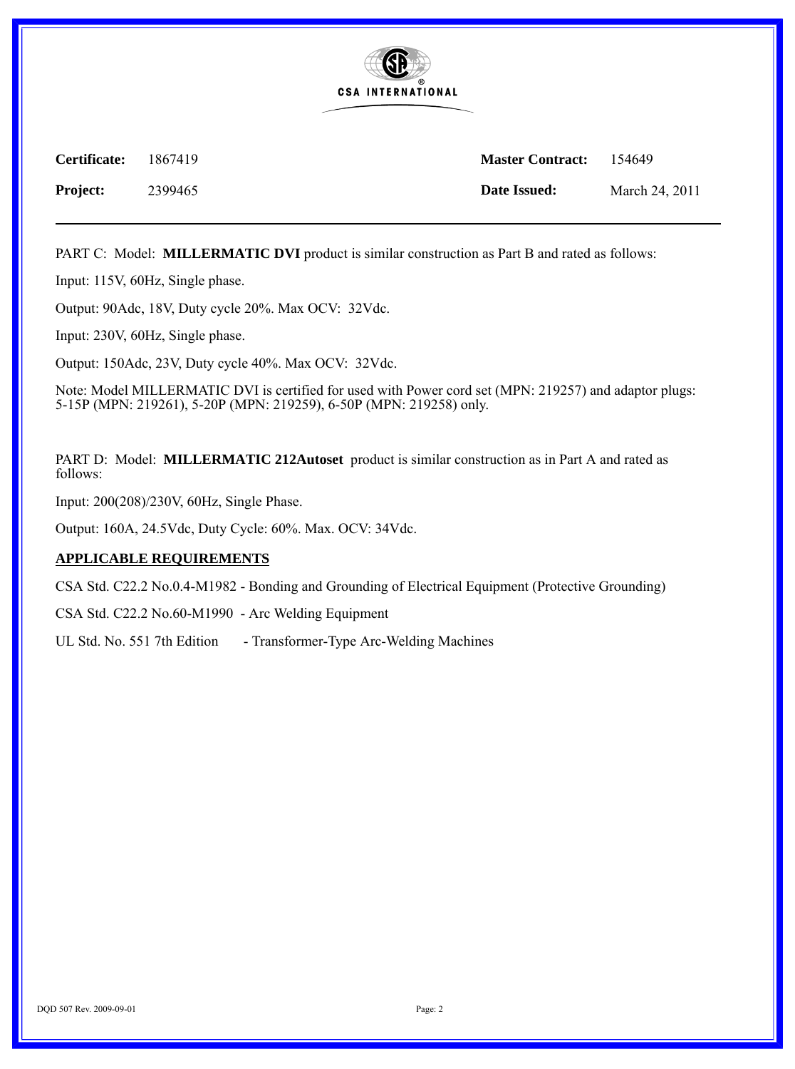**Certificate:** 1867419 **Master Contract:** 154649

**Project:** 2399465 **Date Issued:** March 24, 2011

---

PART C: Model: **MILLERMATIC DVI** product is similar construction as Part B and rated as follows:

Input: 115V, 60Hz, Single phase.

Output: 90Adc, 18V, Duty cycle 20%. Max OCV: 32Vdc.

Input: 230V, 60Hz, Single phase.

Output: 150Adc, 23V, Duty cycle 40%. Max OCV: 32Vdc.

Note: Model MILLERMATIC DVI is certified for used with Power cord set (MPN: 219257) and adaptor plugs: 5-15P (MPN: 219261), 5-20P (MPN: 219259), 6-50P (MPN: 219258) only.

PART D: Model: **MILLERMATIC 212Autoset** product is similar construction as in Part A and rated as follows:

Input: 200(208)/230V, 60Hz, Single Phase.

Output: 160A, 24.5Vdc, Duty Cycle: 60%. Max. OCV: 34Vdc.

## APPLICABLE REQUIREMENTS

CSA Std. C22.2 No.0.4-M1982 - Bonding and Grounding of Electrical Equipment (Protective Grounding)

CSA Std. C22.2 No.60-M1990 - Arc Welding Equipment

UL Std. No. 551 7th Edition - Transformer-Type Arc-Welding Machines